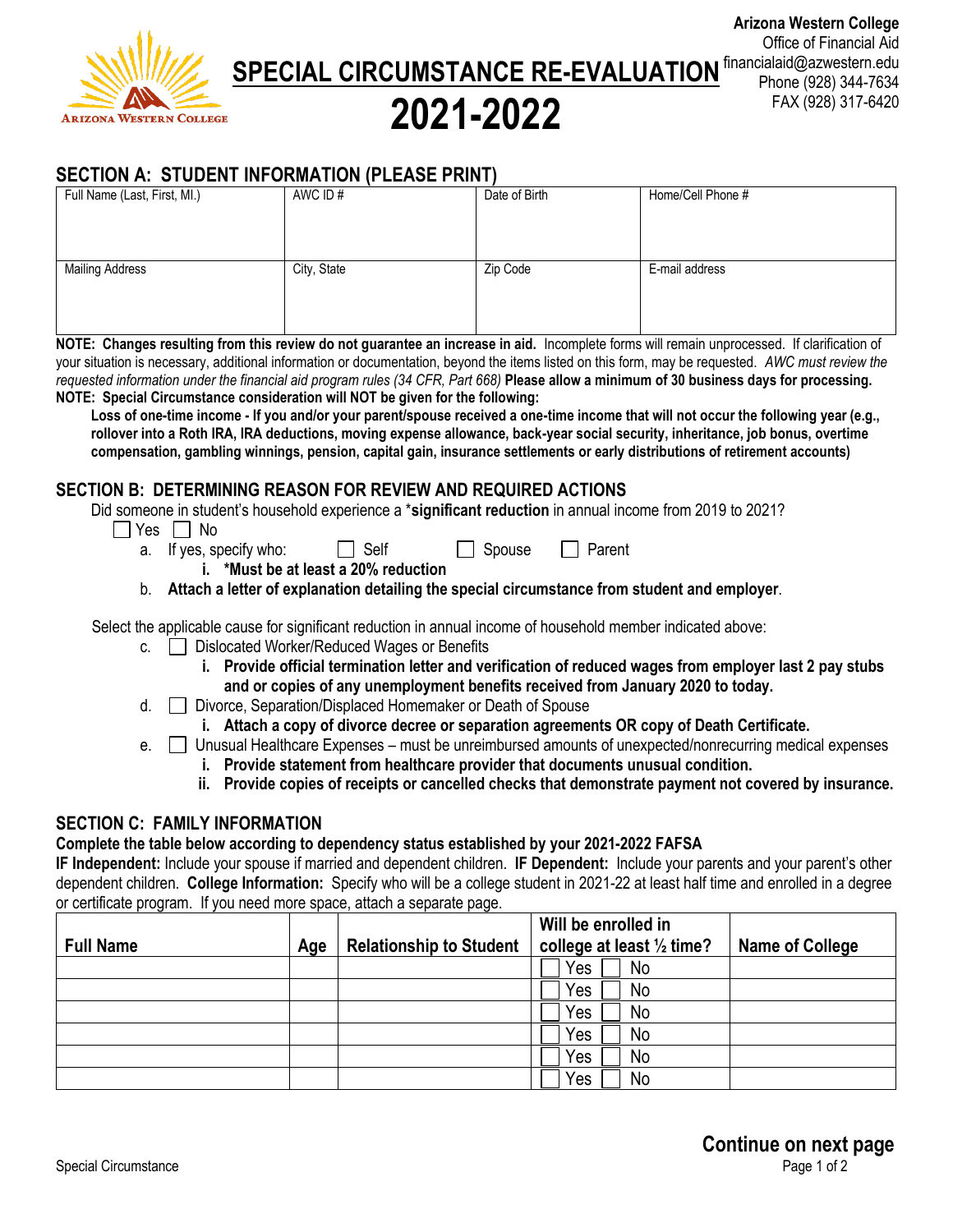Arizona Western College
Office of Financial Aid
financialaid@azwestern.edu
Phone (928) 344-7634
FAX (928) 317-6420

# SPECIAL CIRCUMSTANCE RE-EVALUATION 2021-2022

## SECTION A: STUDENT INFORMATION (PLEASE PRINT)

| Full Name (Last, First, MI.) | AWC ID # | Date of Birth | Home/Cell Phone # |
|---|---|---|---|
| | | | |
| **Mailing Address** | **City, State** | **Zip Code** | **E-mail address** |
| | | | |

**NOTE: Changes resulting from this review do not guarantee an increase in aid.** Incomplete forms will remain unprocessed. If clarification of your situation is necessary, additional information or documentation, beyond the items listed on this form, may be requested. *AWC must review the requested information under the financial aid program rules (34 CFR, Part 668)* **Please allow a minimum of 30 business days for processing.**

**NOTE: Special Circumstance consideration will NOT be given for the following:**

**Loss of one-time income - If you and/or your parent/spouse received a one-time income that will not occur the following year (e.g., rollover into a Roth IRA, IRA deductions, moving expense allowance, back-year social security, inheritance, job bonus, overtime compensation, gambling winnings, pension, capital gain, insurance settlements or early distributions of retirement accounts)**

## SECTION B: DETERMINING REASON FOR REVIEW AND REQUIRED ACTIONS

Did someone in student's household experience a \***significant reduction** in annual income from 2019 to 2021?

☐ Yes ☐ No

a. If yes, specify who: ☐ Self ☐ Spouse ☐ Parent
   - i. **\*Must be at least a 20% reduction**

b. **Attach a letter of explanation detailing the special circumstance from student and employer**.

Select the applicable cause for significant reduction in annual income of household member indicated above:

c. ☐ Dislocated Worker/Reduced Wages or Benefits
   - i. **Provide official termination letter and verification of reduced wages from employer last 2 pay stubs and or copies of any unemployment benefits received from January 2020 to today.**

d. ☐ Divorce, Separation/Displaced Homemaker or Death of Spouse
   - i. **Attach a copy of divorce decree or separation agreements OR copy of Death Certificate.**

e. ☐ Unusual Healthcare Expenses – must be unreimbursed amounts of unexpected/nonrecurring medical expenses
   - i. **Provide statement from healthcare provider that documents unusual condition.**
   - ii. **Provide copies of receipts or cancelled checks that demonstrate payment not covered by insurance.**

## SECTION C: FAMILY INFORMATION

**Complete the table below according to dependency status established by your 2021-2022 FAFSA**

**IF Independent:** Include your spouse if married and dependent children. **IF Dependent:** Include your parents and your parent's other dependent children. **College Information:** Specify who will be a college student in 2021-22 at least half time and enrolled in a degree or certificate program. If you need more space, attach a separate page.

| Full Name | Age | Relationship to Student | Will be enrolled in college at least ½ time? | Name of College |
|---|---|---|---|---|
| | | | ☐ Yes ☐ No | |
| | | | ☐ Yes ☐ No | |
| | | | ☐ Yes ☐ No | |
| | | | ☐ Yes ☐ No | |
| | | | ☐ Yes ☐ No | |
| | | | ☐ Yes ☐ No | |

**Continue on next page**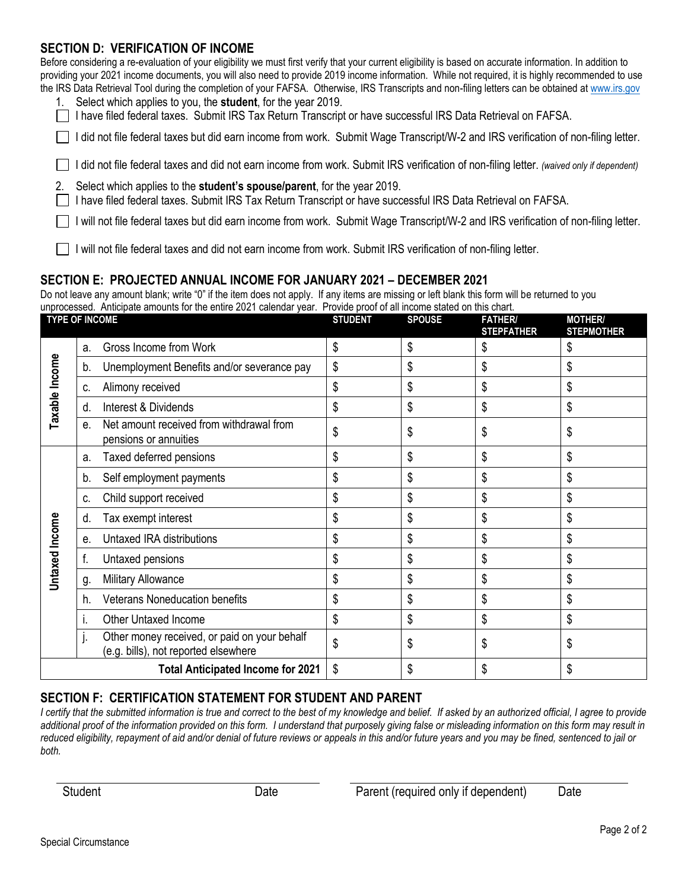## SECTION D: VERIFICATION OF INCOME

Before considering a re-evaluation of your eligibility we must first verify that your current eligibility is based on accurate information. In addition to providing your 2021 income documents, you will also need to provide 2019 income information. While not required, it is highly recommended to use the IRS Data Retrieval Tool during the completion of your FAFSA. Otherwise, IRS Transcripts and non-filing letters can be obtained at www.irs.gov

1. Select which applies to you, the **student**, for the year 2019.
   - ☐ I have filed federal taxes. Submit IRS Tax Return Transcript or have successful IRS Data Retrieval on FAFSA.
   - ☐ I did not file federal taxes but did earn income from work. Submit Wage Transcript/W-2 and IRS verification of non-filing letter.
   - ☐ I did not file federal taxes and did not earn income from work. Submit IRS verification of non-filing letter. *(waived only if dependent)*
2. Select which applies to the **student's spouse/parent**, for the year 2019.
   - ☐ I have filed federal taxes. Submit IRS Tax Return Transcript or have successful IRS Data Retrieval on FAFSA.
   - ☐ I will not file federal taxes but did earn income from work. Submit Wage Transcript/W-2 and IRS verification of non-filing letter.
   - ☐ I will not file federal taxes and did not earn income from work. Submit IRS verification of non-filing letter.

## SECTION E: PROJECTED ANNUAL INCOME FOR JANUARY 2021 – DECEMBER 2021

Do not leave any amount blank; write "0" if the item does not apply. If any items are missing or left blank this form will be returned to you unprocessed. Anticipate amounts for the entire 2021 calendar year. Provide proof of all income stated on this chart.

| TYPE OF INCOME | | | STUDENT | SPOUSE | FATHER/ STEPFATHER | MOTHER/ STEPMOTHER |
|---|---|---|---|---|---|---|
| Taxable Income | a. | Gross Income from Work | $ | $ | $ | $ |
| | b. | Unemployment Benefits and/or severance pay | $ | $ | $ | $ |
| | c. | Alimony received | $ | $ | $ | $ |
| | d. | Interest & Dividends | $ | $ | $ | $ |
| | e. | Net amount received from withdrawal from pensions or annuities | $ | $ | $ | $ |
| Untaxed Income | a. | Taxed deferred pensions | $ | $ | $ | $ |
| | b. | Self employment payments | $ | $ | $ | $ |
| | c. | Child support received | $ | $ | $ | $ |
| | d. | Tax exempt interest | $ | $ | $ | $ |
| | e. | Untaxed IRA distributions | $ | $ | $ | $ |
| | f. | Untaxed pensions | $ | $ | $ | $ |
| | g. | Military Allowance | $ | $ | $ | $ |
| | h. | Veterans Noneducation benefits | $ | $ | $ | $ |
| | i. | Other Untaxed Income | $ | $ | $ | $ |
| | j. | Other money received, or paid on your behalf (e.g. bills), not reported elsewhere | $ | $ | $ | $ |
| **Total Anticipated Income for 2021** | | | $ | $ | $ | $ |

## SECTION F: CERTIFICATION STATEMENT FOR STUDENT AND PARENT

*I certify that the submitted information is true and correct to the best of my knowledge and belief. If asked by an authorized official, I agree to provide additional proof of the information provided on this form. I understand that purposely giving false or misleading information on this form may result in reduced eligibility, repayment of aid and/or denial of future reviews or appeals in this and/or future years and you may be fined, sentenced to jail or both.*

Student ____________________ Date __________

Parent (required only if dependent) ____________________ Date __________

Special Circumstance